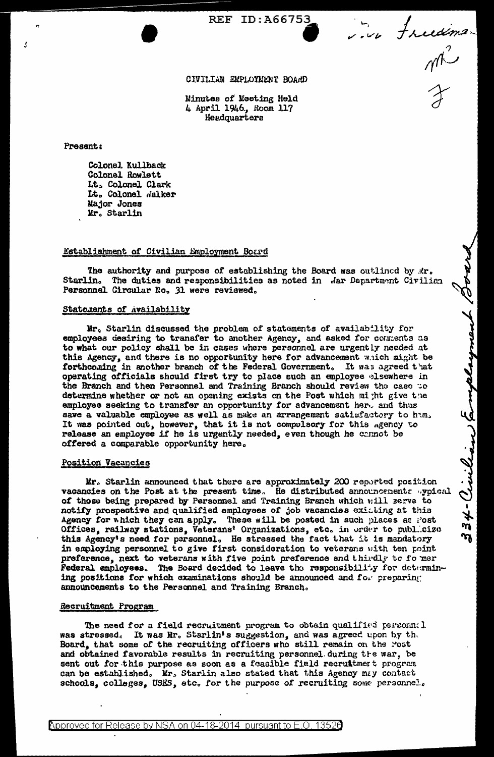REF ID:A66753

CIVILIAN EMPLOYMENT BOARD

Minutes of Meeting Held
4 April 1946, Room 117
Headquarters

Present:

Colonel Kullback
Colonel Rowlett
Lt. Colonel Clark
Lt. Colonel Walker
Major Jones
Mr. Starlin

## Establishment of Civilian Employment Board

The authority and purpose of establishing the Board was outlined by Mr. Starlin. The duties and responsibilities as noted in War Department Civilian Personnel Circular No. 31 were reviewed.

## Statements of Availability

Mr. Starlin discussed the problem of statements of availability for employees desiring to transfer to another Agency, and asked for comments as to what our policy shall be in cases where personnel are urgently needed at this Agency, and there is no opportunity here for advancement which might be forthcoming in another branch of the Federal Government. It was agreed that operating officials should first try to place such an employee elsewhere in the Branch and then Personnel and Training Branch should review the case to determine whether or not an opening exists on the Post which might give the employee seeking to transfer an opportunity for advancement here and thus save a valuable employee as well as make an arrangement satisfactory to him. It was pointed out, however, that it is not compulsory for this Agency to release an employee if he is urgently needed, even though he cannot be offered a comparable opportunity here.

## Position Vacancies

Mr. Starlin announced that there are approximately 200 reported position vacancies on the Post at the present time. He distributed announcements typical of those being prepared by Personnel and Training Branch which will serve to notify prospective and qualified employees of job vacancies existing at this Agency for which they can apply. These will be posted in such places as Post Offices, railway stations, Veterans' Organizations, etc. in order to publicize this Agency's need for personnel. He stressed the fact that it is mandatory in employing personnel to give first consideration to veterans with ten point preference, next to veterans with five point preference and thirdly to former Federal employees. The Board decided to leave the responsibility for determining positions for which examinations should be announced and for preparing announcements to the Personnel and Training Branch.

## Recruitment Program

The need for a field recruitment program to obtain qualified personnel was stressed. It was Mr. Starlin's suggestion, and was agreed upon by the Board, that some of the recruiting officers who still remain on the Post and obtained favorable results in recruiting personnel during the war, be sent out for this purpose as soon as a feasible field recruitment program can be established. Mr. Starlin also stated that this Agency may contact schools, colleges, USES, etc. for the purpose of recruiting some personnel.

Approved for Release by NSA on 04-18-2014 pursuant to E.O. 13526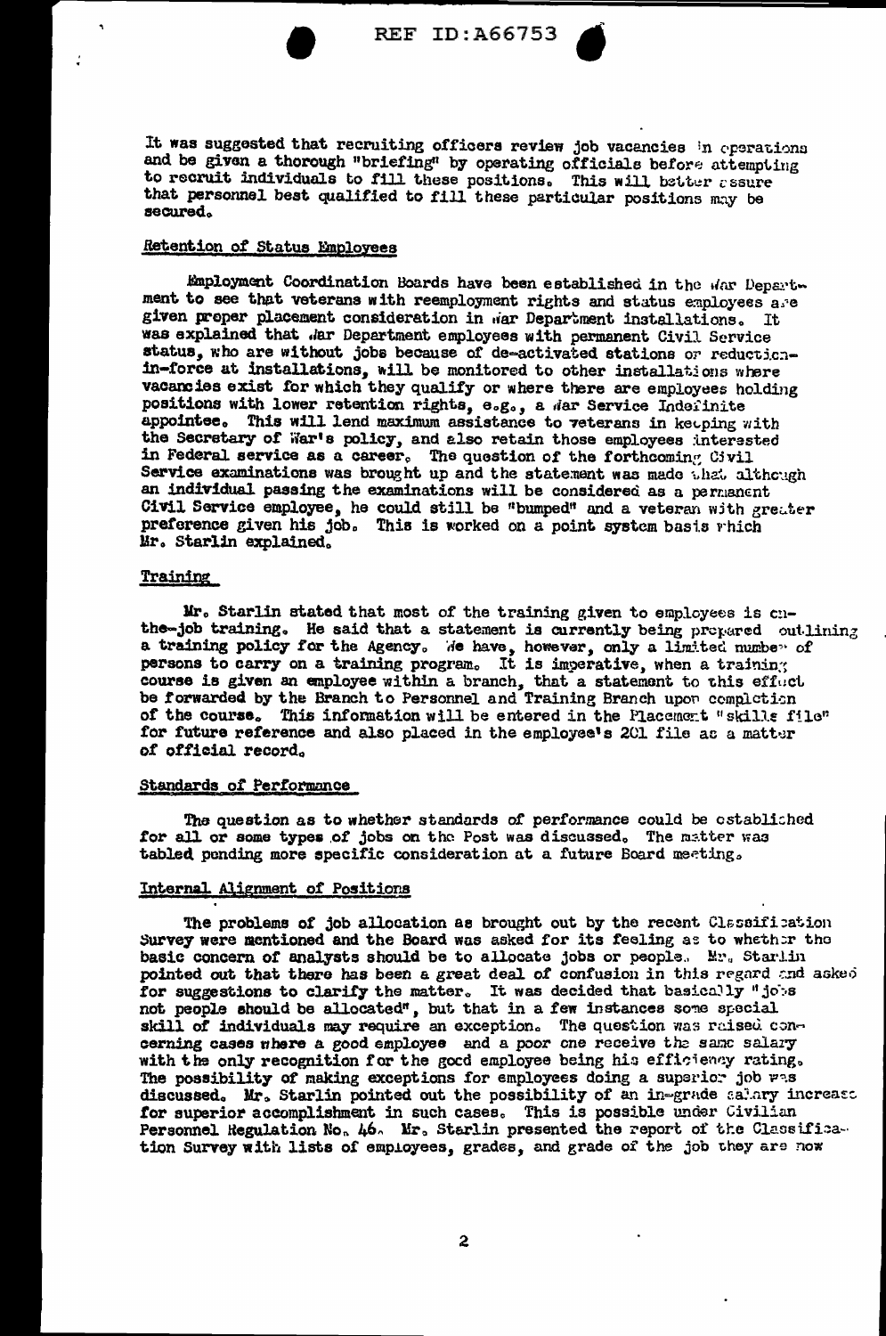It was suggested that recruiting officers review job vacancies in operations and be given a thorough "briefing" by operating officials before attempting to recruit individuals to fill these positions. This will better assure that personnel best qualified to fill these particular positions may be secured.

## Retention of Status Employees

Employment Coordination Boards have been established in the War Department to see that veterans with reemployment rights and status employees are given proper placement consideration in War Department installations. It was explained that War Department employees with permanent Civil Service status, who are without jobs because of de-activated stations or reduction-in-force at installations, will be monitored to other installations where vacancies exist for which they qualify or where there are employees holding positions with lower retention rights, e.g., a War Service Indefinite appointee. This will lend maximum assistance to veterans in keeping with the Secretary of War's policy, and also retain those employees interested in Federal service as a career. The question of the forthcoming Civil Service examinations was brought up and the statement was made that although an individual passing the examinations will be considered as a permanent Civil Service employee, he could still be "bumped" and a veteran with greater preference given his job. This is worked on a point system basis which Mr. Starlin explained.

## Training

Mr. Starlin stated that most of the training given to employees is on-the-job training. He said that a statement is currently being prepared outlining a training policy for the Agency. We have, however, only a limited number of persons to carry on a training program. It is imperative, when a training course is given an employee within a branch, that a statement to this effect be forwarded by the Branch to Personnel and Training Branch upon completion of the course. This information will be entered in the Placement "skills file" for future reference and also placed in the employee's 201 file as a matter of official record.

## Standards of Performance

The question as to whether standards of performance could be established for all or some types of jobs on the Post was discussed. The matter was tabled pending more specific consideration at a future Board meeting.

## Internal Alignment of Positions

The problems of job allocation as brought out by the recent Classification Survey were mentioned and the Board was asked for its feeling as to whether the basic concern of analysts should be to allocate jobs or people. Mr. Starlin pointed out that there has been a great deal of confusion in this regard and asked for suggestions to clarify the matter. It was decided that basically "jobs not people should be allocated", but that in a few instances some special skill of individuals may require an exception. The question was raised concerning cases where a good employee and a poor one receive the same salary with the only recognition for the good employee being his efficiency rating. The possibility of making exceptions for employees doing a superior job was discussed. Mr. Starlin pointed out the possibility of an in-grade salary increase for superior accomplishment in such cases. This is possible under Civilian Personnel Regulation No. 46. Mr. Starlin presented the report of the Classification Survey with lists of employees, grades, and grade of the job they are now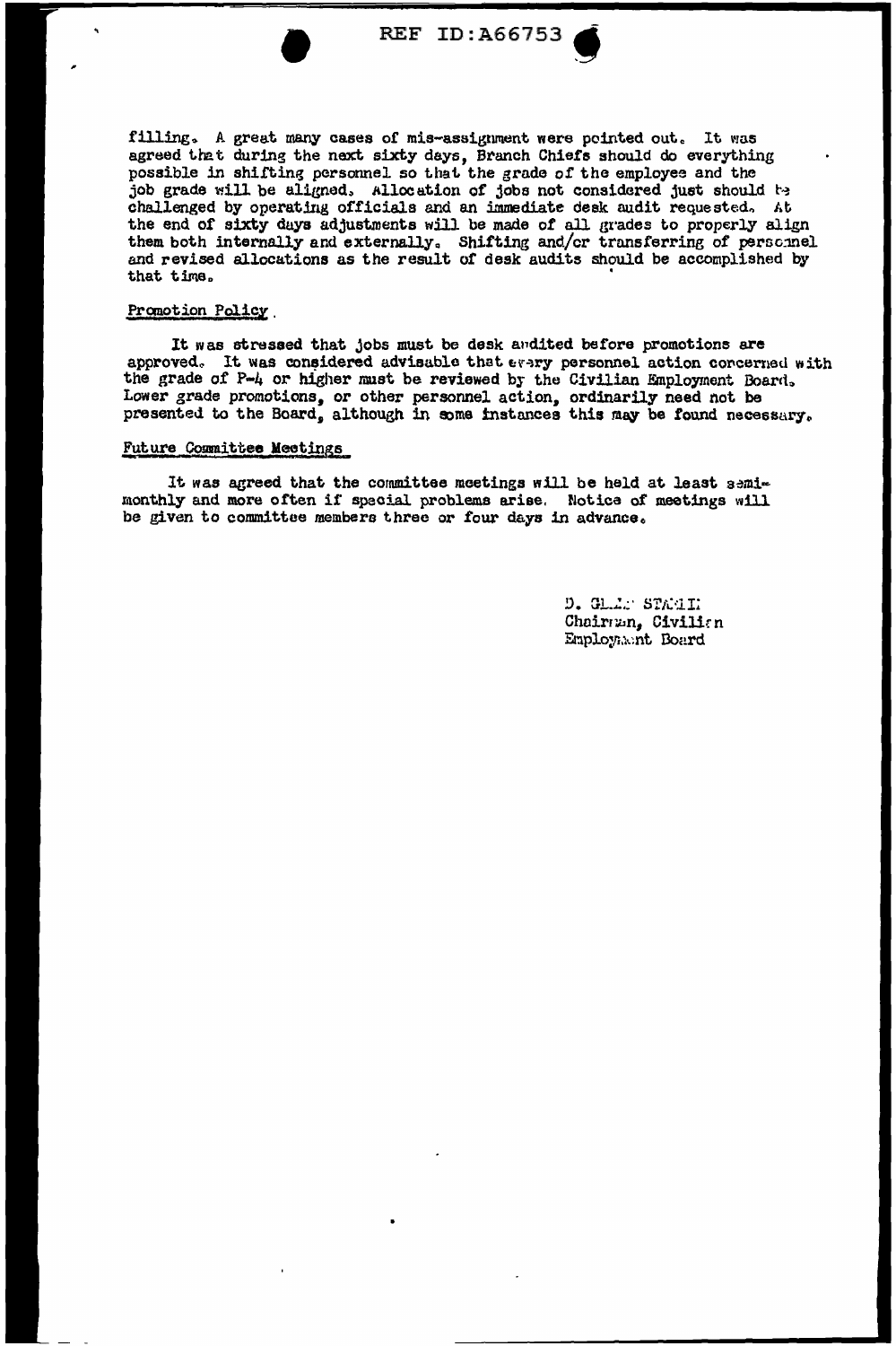filling. A great many cases of mis-assignment were pointed out. It was agreed that during the next sixty days, Branch Chiefs should do everything possible in shifting personnel so that the grade of the employee and the job grade will be aligned. Allocation of jobs not considered just should be challenged by operating officials and an immediate desk audit requested. At the end of sixty days adjustments will be made of all grades to properly align them both internally and externally. Shifting and/or transferring of personnel and revised allocations as the result of desk audits should be accomplished by that time.

Promotion Policy.

It was stressed that jobs must be desk audited before promotions are approved. It was considered advisable that every personnel action concerned with the grade of P-4 or higher must be reviewed by the Civilian Employment Board. Lower grade promotions, or other personnel action, ordinarily need not be presented to the Board, although in some instances this may be found necessary.

Future Committee Meetings

It was agreed that the committee meetings will be held at least semi-monthly and more often if special problems arise. Notice of meetings will be given to committee members three or four days in advance.

D. GLENN STAHL
Chairman, Civilian
Employment Board